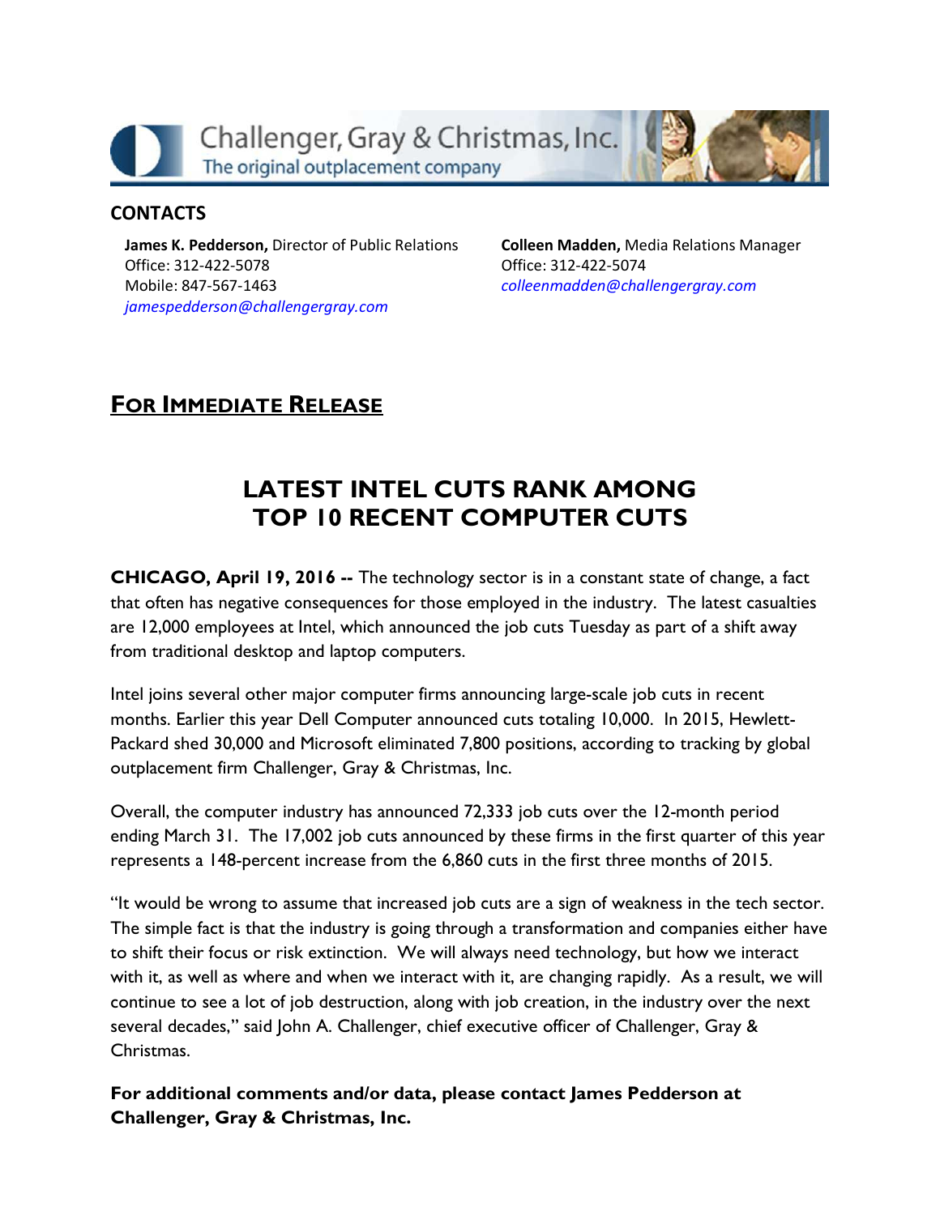Challenger, Gray & Christmas, Inc.
The original outplacement company

## CONTACTS

**James K. Pedderson,** Director of Public Relations
Office: 312-422-5078
Mobile: 847-567-1463
*jamespedderson@challengergray.com*

**Colleen Madden,** Media Relations Manager
Office: 312-422-5074
*colleenmadden@challengergray.com*

## FOR IMMEDIATE RELEASE

# LATEST INTEL CUTS RANK AMONG TOP 10 RECENT COMPUTER CUTS

**CHICAGO, April 19, 2016 --** The technology sector is in a constant state of change, a fact that often has negative consequences for those employed in the industry. The latest casualties are 12,000 employees at Intel, which announced the job cuts Tuesday as part of a shift away from traditional desktop and laptop computers.

Intel joins several other major computer firms announcing large-scale job cuts in recent months. Earlier this year Dell Computer announced cuts totaling 10,000. In 2015, Hewlett-Packard shed 30,000 and Microsoft eliminated 7,800 positions, according to tracking by global outplacement firm Challenger, Gray & Christmas, Inc.

Overall, the computer industry has announced 72,333 job cuts over the 12-month period ending March 31. The 17,002 job cuts announced by these firms in the first quarter of this year represents a 148-percent increase from the 6,860 cuts in the first three months of 2015.

"It would be wrong to assume that increased job cuts are a sign of weakness in the tech sector. The simple fact is that the industry is going through a transformation and companies either have to shift their focus or risk extinction. We will always need technology, but how we interact with it, as well as where and when we interact with it, are changing rapidly. As a result, we will continue to see a lot of job destruction, along with job creation, in the industry over the next several decades," said John A. Challenger, chief executive officer of Challenger, Gray & Christmas.

**For additional comments and/or data, please contact James Pedderson at Challenger, Gray & Christmas, Inc.**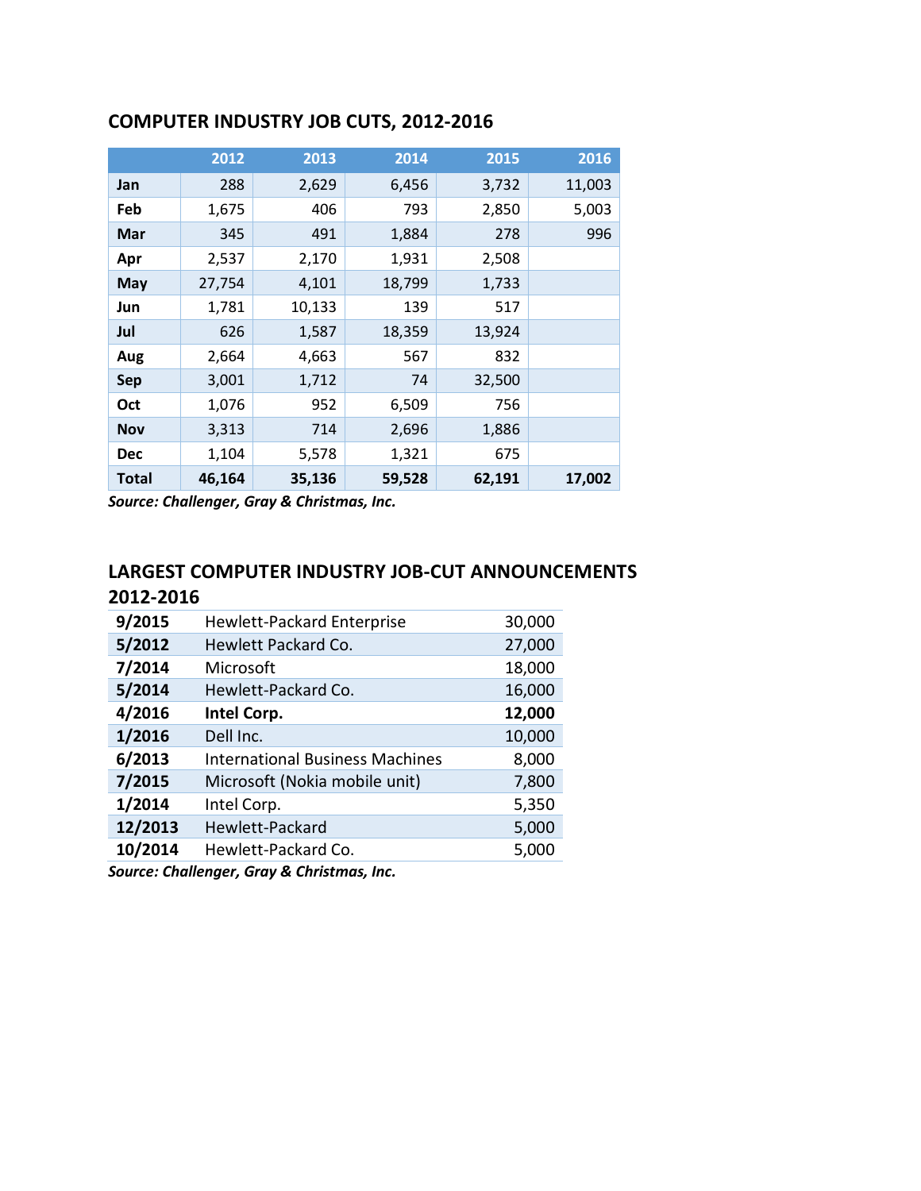## COMPUTER INDUSTRY JOB CUTS, 2012-2016

| | 2012 | 2013 | 2014 | 2015 | 2016 |
|---|---|---|---|---|---|
| **Jan** | 288 | 2,629 | 6,456 | 3,732 | 11,003 |
| **Feb** | 1,675 | 406 | 793 | 2,850 | 5,003 |
| **Mar** | 345 | 491 | 1,884 | 278 | 996 |
| **Apr** | 2,537 | 2,170 | 1,931 | 2,508 | |
| **May** | 27,754 | 4,101 | 18,799 | 1,733 | |
| **Jun** | 1,781 | 10,133 | 139 | 517 | |
| **Jul** | 626 | 1,587 | 18,359 | 13,924 | |
| **Aug** | 2,664 | 4,663 | 567 | 832 | |
| **Sep** | 3,001 | 1,712 | 74 | 32,500 | |
| **Oct** | 1,076 | 952 | 6,509 | 756 | |
| **Nov** | 3,313 | 714 | 2,696 | 1,886 | |
| **Dec** | 1,104 | 5,578 | 1,321 | 675 | |
| **Total** | **46,164** | **35,136** | **59,528** | **62,191** | **17,002** |

***Source: Challenger, Gray & Christmas, Inc.***

## LARGEST COMPUTER INDUSTRY JOB-CUT ANNOUNCEMENTS 2012-2016

| | | |
|---|---|---|
| **9/2015** | Hewlett-Packard Enterprise | 30,000 |
| **5/2012** | Hewlett Packard Co. | 27,000 |
| **7/2014** | Microsoft | 18,000 |
| **5/2014** | Hewlett-Packard Co. | 16,000 |
| **4/2016** | **Intel Corp.** | **12,000** |
| **1/2016** | Dell Inc. | 10,000 |
| **6/2013** | International Business Machines | 8,000 |
| **7/2015** | Microsoft (Nokia mobile unit) | 7,800 |
| **1/2014** | Intel Corp. | 5,350 |
| **12/2013** | Hewlett-Packard | 5,000 |
| **10/2014** | Hewlett-Packard Co. | 5,000 |

***Source: Challenger, Gray & Christmas, Inc.***